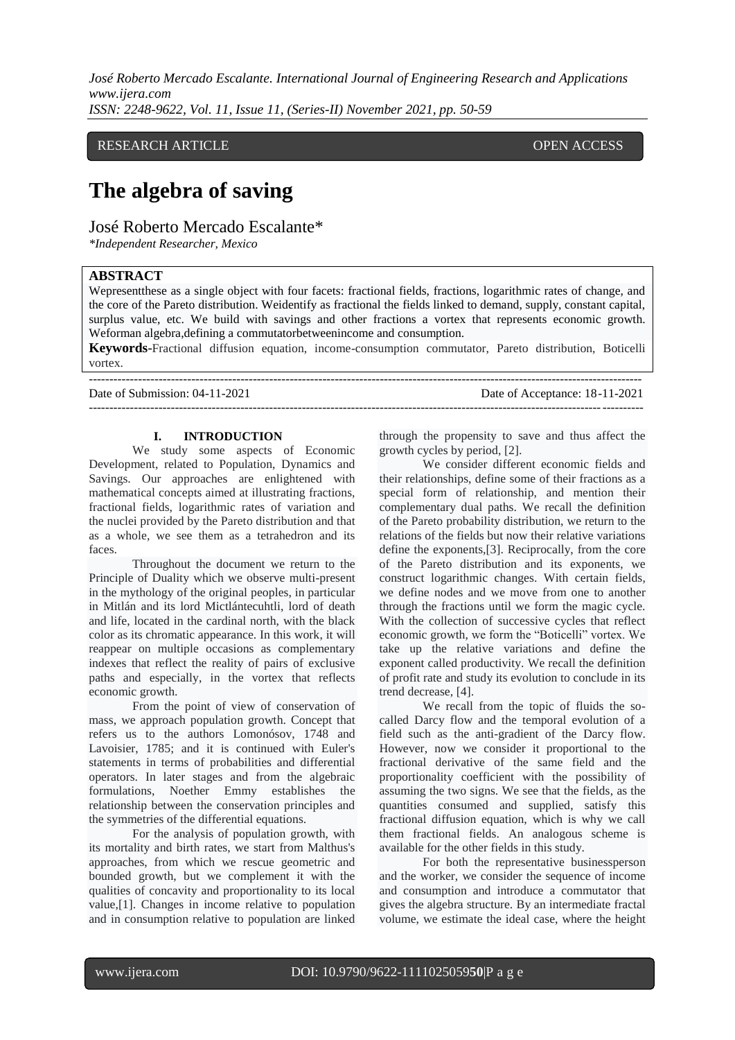RESEARCH ARTICLE OPEN ACCESS

# The algebra of saving

José Roberto Mercado Escalante*

*Independent Researcher, Mexico

## ABSTRACT

Wepresentthese as a single object with four facets: fractional fields, fractions, logarithmic rates of change, and the core of the Pareto distribution. Weidentify as fractional the fields linked to demand, supply, constant capital, surplus value, etc. We build with savings and other fractions a vortex that represents economic growth. Weforman algebra,defining a commutatorbetweenincome and consumption.

**Keywords-**Fractional diffusion equation, income-consumption commutator, Pareto distribution, Boticelli vortex.

Date of Submission: 04-11-2021 Date of Acceptance: 18-11-2021

## I. INTRODUCTION

We study some aspects of Economic Development, related to Population, Dynamics and Savings. Our approaches are enlightened with mathematical concepts aimed at illustrating fractions, fractional fields, logarithmic rates of variation and the nuclei provided by the Pareto distribution and that as a whole, we see them as a tetrahedron and its faces.

Throughout the document we return to the Principle of Duality which we observe multi-present in the mythology of the original peoples, in particular in Mitlán and its lord Mictlántecuhtli, lord of death and life, located in the cardinal north, with the black color as its chromatic appearance. In this work, it will reappear on multiple occasions as complementary indexes that reflect the reality of pairs of exclusive paths and especially, in the vortex that reflects economic growth.

From the point of view of conservation of mass, we approach population growth. Concept that refers us to the authors Lomonósov, 1748 and Lavoisier, 1785; and it is continued with Euler's statements in terms of probabilities and differential operators. In later stages and from the algebraic formulations, Noether Emmy establishes the relationship between the conservation principles and the symmetries of the differential equations.

For the analysis of population growth, with its mortality and birth rates, we start from Malthus's approaches, from which we rescue geometric and bounded growth, but we complement it with the qualities of concavity and proportionality to its local value,[1]. Changes in income relative to population and in consumption relative to population are linked through the propensity to save and thus affect the growth cycles by period, [2].

We consider different economic fields and their relationships, define some of their fractions as a special form of relationship, and mention their complementary dual paths. We recall the definition of the Pareto probability distribution, we return to the relations of the fields but now their relative variations define the exponents,[3]. Reciprocally, from the core of the Pareto distribution and its exponents, we construct logarithmic changes. With certain fields, we define nodes and we move from one to another through the fractions until we form the magic cycle. With the collection of successive cycles that reflect economic growth, we form the "Boticelli" vortex. We take up the relative variations and define the exponent called productivity. We recall the definition of profit rate and study its evolution to conclude in its trend decrease, [4].

We recall from the topic of fluids the so-called Darcy flow and the temporal evolution of a field such as the anti-gradient of the Darcy flow. However, now we consider it proportional to the fractional derivative of the same field and the proportionality coefficient with the possibility of assuming the two signs. We see that the fields, as the quantities consumed and supplied, satisfy this fractional diffusion equation, which is why we call them fractional fields. An analogous scheme is available for the other fields in this study.

For both the representative businessperson and the worker, we consider the sequence of income and consumption and introduce a commutator that gives the algebra structure. By an intermediate fractal volume, we estimate the ideal case, where the height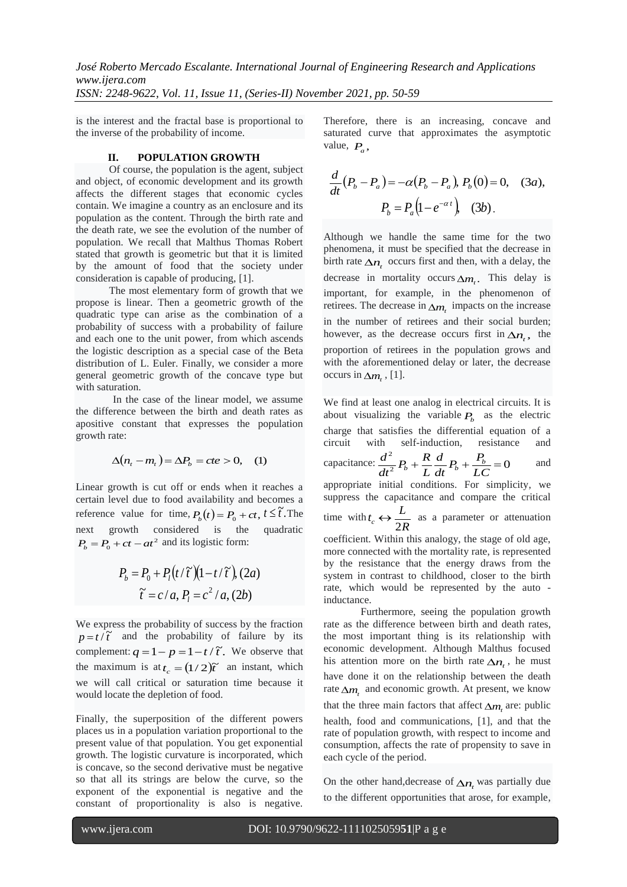is the interest and the fractal base is proportional to the inverse of the probability of income.

## II. POPULATION GROWTH

Of course, the population is the agent, subject and object, of economic development and its growth affects the different stages that economic cycles contain. We imagine a country as an enclosure and its population as the content. Through the birth rate and the death rate, we see the evolution of the number of population. We recall that Malthus Thomas Robert stated that growth is geometric but that it is limited by the amount of food that the society under consideration is capable of producing, [1].

The most elementary form of growth that we propose is linear. Then a geometric growth of the quadratic type can arise as the combination of a probability of success with a probability of failure and each one to the unit power, from which ascends the logistic description as a special case of the Beta distribution of L. Euler. Finally, we consider a more general geometric growth of the concave type but with saturation.

In the case of the linear model, we assume the difference between the birth and death rates as apositive constant that expresses the population growth rate:

$$\Delta(n_t - m_t) = \Delta P_b = cte > 0, \quad (1)$$

Linear growth is cut off or ends when it reaches a certain level due to food availability and becomes a reference value for time, $P_b(t) = P_0 + ct$, $t \le \tilde{t}$. The next growth considered is the quadratic $P_b = P_0 + ct - at^2$ and its logistic form:

$$P_b = P_0 + P_l\left(t/\tilde{t}\right)\left(1 - t/\tilde{t}\right), (2a)$$

$$\tilde{t} = c/a, P_l = c^2/a, (2b)$$

We express the probability of success by the fraction $p = t/\tilde{t}$ and the probability of failure by its complement: $q = 1 - p = 1 - t/\tilde{t}$. We observe that the maximum is at $t_c = (1/2)\tilde{t}$ an instant, which we will call critical or saturation time because it would locate the depletion of food.

Finally, the superposition of the different powers places us in a population variation proportional to the present value of that population. You get exponential growth. The logistic curvature is incorporated, which is concave, so the second derivative must be negative so that all its strings are below the curve, so the exponent of the exponential is negative and the constant of proportionality is also is negative. Therefore, there is an increasing, concave and saturated curve that approximates the asymptotic value, $P_a$,

$$\frac{d}{dt}(P_b - P_a) = -\alpha(P_b - P_a), \; P_b(0) = 0, \quad (3a),$$

$$P_b = P_a\left(1 - e^{-\alpha t}\right), \quad (3b).$$

Although we handle the same time for the two phenomena, it must be specified that the decrease in birth rate $\Delta n_t$ occurs first and then, with a delay, the decrease in mortality occurs $\Delta m_t$. This delay is important, for example, in the phenomenon of retirees. The decrease in $\Delta m_t$ impacts on the increase in the number of retirees and their social burden; however, as the decrease occurs first in $\Delta n_t$, the proportion of retirees in the population grows and with the aforementioned delay or later, the decrease occurs in $\Delta m_t$, [1].

We find at least one analog in electrical circuits. It is about visualizing the variable $P_b$ as the electric charge that satisfies the differential equation of a circuit with self-induction, resistance and capacitance: $\frac{d^2}{dt^2}P_b + \frac{R}{L}\frac{d}{dt}P_b + \frac{P_b}{LC} = 0$ and appropriate initial conditions. For simplicity, we suppress the capacitance and compare the critical time with $t_c \leftrightarrow \frac{L}{2R}$ as a parameter or attenuation coefficient. Within this analogy, the stage of old age, more connected with the mortality rate, is represented by the resistance that the energy draws from the system in contrast to childhood, closer to the birth rate, which would be represented by the auto - inductance.

Furthermore, seeing the population growth rate as the difference between birth and death rates, the most important thing is its relationship with economic development. Although Malthus focused his attention more on the birth rate $\Delta n_t$, he must have done it on the relationship between the death rate $\Delta m_t$ and economic growth. At present, we know that the three main factors that affect $\Delta m_t$ are: public health, food and communications, [1], and that the rate of population growth, with respect to income and consumption, affects the rate of propensity to save in each cycle of the period.

On the other hand,decrease of $\Delta n_t$ was partially due to the different opportunities that arose, for example,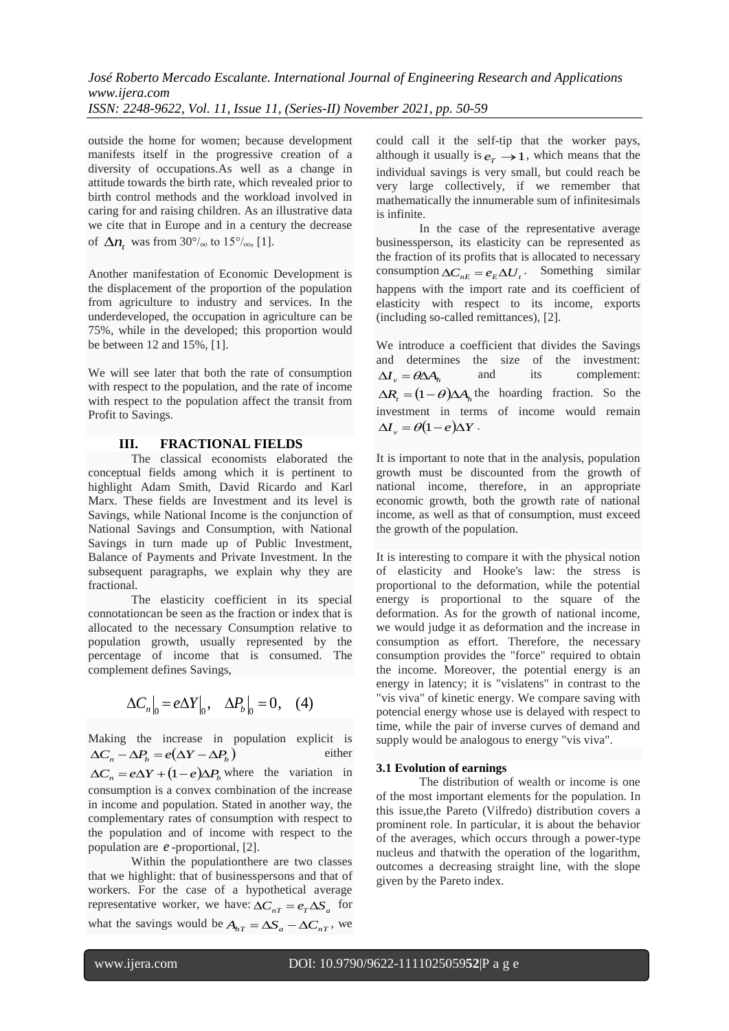outside the home for women; because development manifests itself in the progressive creation of a diversity of occupations.As well as a change in attitude towards the birth rate, which revealed prior to birth control methods and the workload involved in caring for and raising children. As an illustrative data we cite that in Europe and in a century the decrease of $\Delta n_t$ was from 30°/₀₀ to 15°/₀₀, [1].

Another manifestation of Economic Development is the displacement of the proportion of the population from agriculture to industry and services. In the underdeveloped, the occupation in agriculture can be 75%, while in the developed; this proportion would be between 12 and 15%, [1].

We will see later that both the rate of consumption with respect to the population, and the rate of income with respect to the population affect the transit from Profit to Savings.

## III. FRACTIONAL FIELDS

The classical economists elaborated the conceptual fields among which it is pertinent to highlight Adam Smith, David Ricardo and Karl Marx. These fields are Investment and its level is Savings, while National Income is the conjunction of National Savings and Consumption, with National Savings in turn made up of Public Investment, Balance of Payments and Private Investment. In the subsequent paragraphs, we explain why they are fractional.

The elasticity coefficient in its special connotationcan be seen as the fraction or index that is allocated to the necessary Consumption relative to population growth, usually represented by the percentage of income that is consumed. The complement defines Savings,

$$\Delta C_n\big|_0 = e\Delta Y\big|_0, \quad \Delta P_b\big|_0 = 0, \quad (4)$$

Making the increase in population explicit is $\Delta C_n - \Delta P_b = e(\Delta Y - \Delta P_b)$ either $\Delta C_n = e\Delta Y + (1-e)\Delta P_b$ where the variation in consumption is a convex combination of the increase in income and population. Stated in another way, the complementary rates of consumption with respect to the population and of income with respect to the population are $e$-proportional, [2].

Within the populationthere are two classes that we highlight: that of businesspersons and that of workers. For the case of a hypothetical average representative worker, we have: $\Delta C_{nT} = e_T \Delta S_a$ for what the savings would be $A_{hT} = \Delta S_a - \Delta C_{nT}$, we could call it the self-tip that the worker pays, although it usually is $e_T \to 1$, which means that the individual savings is very small, but could reach be very large collectively, if we remember that mathematically the innumerable sum of infinitesimals is infinite.

In the case of the representative average businessperson, its elasticity can be represented as the fraction of its profits that is allocated to necessary consumption $\Delta C_{nE} = e_E \Delta U_t$. Something similar happens with the import rate and its coefficient of elasticity with respect to its income, exports (including so-called remittances), [2].

We introduce a coefficient that divides the Savings and determines the size of the investment: $\Delta I_v = \theta \Delta A_h$ and its complement: $\Delta R_t = (1-\theta)\Delta A_h$ the hoarding fraction. So the investment in terms of income would remain $\Delta I_v = \theta(1-e)\Delta Y$.

It is important to note that in the analysis, population growth must be discounted from the growth of national income, therefore, in an appropriate economic growth, both the growth rate of national income, as well as that of consumption, must exceed the growth of the population.

It is interesting to compare it with the physical notion of elasticity and Hooke's law: the stress is proportional to the deformation, while the potential energy is proportional to the square of the deformation. As for the growth of national income, we would judge it as deformation and the increase in consumption as effort. Therefore, the necessary consumption provides the "force" required to obtain the income. Moreover, the potential energy is an energy in latency; it is "vislatens" in contrast to the "vis viva" of kinetic energy. We compare saving with potencial energy whose use is delayed with respect to time, while the pair of inverse curves of demand and supply would be analogous to energy "vis viva".

### 3.1 Evolution of earnings

The distribution of wealth or income is one of the most important elements for the population. In this issue,the Pareto (Vilfredo) distribution covers a prominent role. In particular, it is about the behavior of the averages, which occurs through a power-type nucleus and thatwith the operation of the logarithm, outcomes a decreasing straight line, with the slope given by the Pareto index.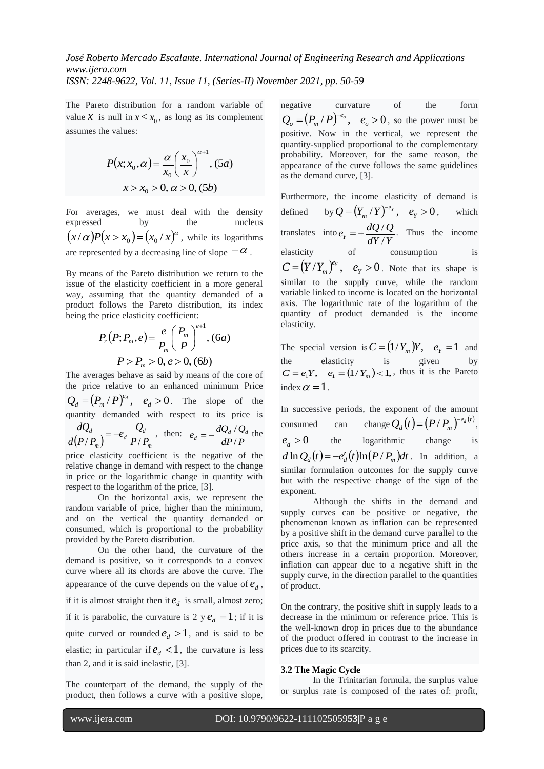The Pareto distribution for a random variable of value $x$ is null in $x \le x_0$, as long as its complement assumes the values:

$$P(x; x_0, \alpha) = \frac{\alpha}{x_0}\left(\frac{x_0}{x}\right)^{\alpha+1}, (5a)$$

$$x > x_0 > 0, \alpha > 0, (5b)$$

For averages, we must deal with the density expressed by the nucleus $(x/\alpha)P(x > x_0) = (x_0/x)^{\alpha}$, while its logarithms are represented by a decreasing line of slope $-\alpha$.

By means of the Pareto distribution we return to the issue of the elasticity coefficient in a more general way, assuming that the quantity demanded of a product follows the Pareto distribution, its index being the price elasticity coefficient:

$$P_r(P; P_m, e) = \frac{e}{P_m}\left(\frac{P_m}{P}\right)^{e+1}, (6a)$$

$$P > P_m > 0, e > 0, (6b)$$

The averages behave as said by means of the core of the price relative to an enhanced minimum Price $Q_d = (P_m/P)^{e_d}, \quad e_d > 0$. The slope of the quantity demanded with respect to its price is $\frac{dQ_d}{d(P/P_m)} = -e_d \frac{Q_d}{P/P_m}$, then: $e_d = -\frac{dQ_d/Q_d}{dP/P}$ the price elasticity coefficient is the negative of the relative change in demand with respect to the change in price or the logarithmic change in quantity with respect to the logarithm of the price, [3].

On the horizontal axis, we represent the random variable of price, higher than the minimum, and on the vertical the quantity demanded or consumed, which is proportional to the probability provided by the Pareto distribution.

On the other hand, the curvature of the demand is positive, so it corresponds to a convex curve where all its chords are above the curve. The appearance of the curve depends on the value of $e_d$, if it is almost straight then it $e_d$ is small, almost zero; if it is parabolic, the curvature is 2 y $e_d = 1$; if it is quite curved or rounded $e_d > 1$, and is said to be elastic; in particular if $e_d < 1$, the curvature is less than 2, and it is said inelastic, [3].

The counterpart of the demand, the supply of the product, then follows a curve with a positive slope, negative curvature of the form $Q_o = (P_m/P)^{-e_o}, \quad e_o > 0$, so the power must be positive. Now in the vertical, we represent the quantity-supplied proportional to the complementary probability. Moreover, for the same reason, the appearance of the curve follows the same guidelines as the demand curve, [3].

Furthermore, the income elasticity of demand is defined by $Q = (Y_m/Y)^{-e_Y}, \quad e_Y > 0$, which translates into $e_Y = +\frac{dQ/Q}{dY/Y}$. Thus the income elasticity of consumption is $C = (Y/Y_m)^{e_Y}, \quad e_Y > 0$. Note that its shape is similar to the supply curve, while the random variable linked to income is located on the horizontal axis. The logarithmic rate of the logarithm of the quantity of product demanded is the income elasticity.

The special version is $C = (1/Y_m)Y, \quad e_Y = 1$ and the elasticity is given by $C = e_1 Y, \quad e_1 = (1/Y_m) < 1,$, thus it is the Pareto index $\alpha = 1$.

In successive periods, the exponent of the amount consumed can change $Q_d(t) = (P/P_m)^{-e_d(t)}$, $e_d > 0$ the logarithmic change is $d \ln Q_d(t) = -e_d'(t) \ln(P/P_m) dt$. In addition, a similar formulation outcomes for the supply curve but with the respective change of the sign of the exponent.

Although the shifts in the demand and supply curves can be positive or negative, the phenomenon known as inflation can be represented by a positive shift in the demand curve parallel to the price axis, so that the minimum price and all the others increase in a certain proportion. Moreover, inflation can appear due to a negative shift in the supply curve, in the direction parallel to the quantities of product.

On the contrary, the positive shift in supply leads to a decrease in the minimum or reference price. This is the well-known drop in prices due to the abundance of the product offered in contrast to the increase in prices due to its scarcity.

### 3.2 The Magic Cycle

In the Trinitarian formula, the surplus value or surplus rate is composed of the rates of: profit,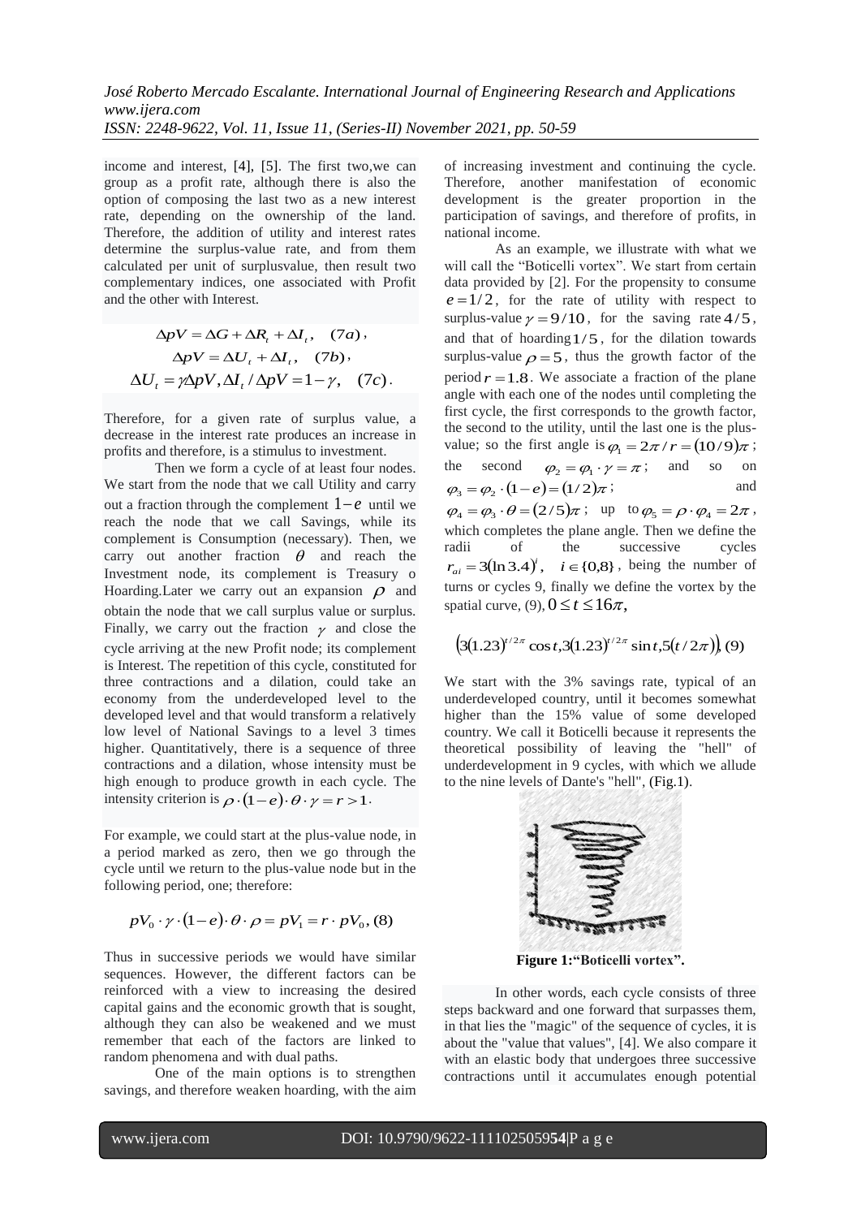income and interest, [4], [5]. The first two,we can group as a profit rate, although there is also the option of composing the last two as a new interest rate, depending on the ownership of the land. Therefore, the addition of utility and interest rates determine the surplus-value rate, and from them calculated per unit of surplusvalue, then result two complementary indices, one associated with Profit and the other with Interest.

$$\Delta pV = \Delta G + \Delta R_t + \Delta I_t, \quad (7a),$$

$$\Delta pV = \Delta U_t + \Delta I_t, \quad (7b),$$

$$\Delta U_t = \gamma \Delta pV, \Delta I_t / \Delta pV = 1 - \gamma, \quad (7c).$$

Therefore, for a given rate of surplus value, a decrease in the interest rate produces an increase in profits and therefore, is a stimulus to investment.

Then we form a cycle of at least four nodes. We start from the node that we call Utility and carry out a fraction through the complement $1-e$ until we reach the node that we call Savings, while its complement is Consumption (necessary). Then, we carry out another fraction $\theta$ and reach the Investment node, its complement is Treasury o Hoarding.Later we carry out an expansion $\rho$ and obtain the node that we call surplus value or surplus. Finally, we carry out the fraction $\gamma$ and close the cycle arriving at the new Profit node; its complement is Interest. The repetition of this cycle, constituted for three contractions and a dilation, could take an economy from the underdeveloped level to the developed level and that would transform a relatively low level of National Savings to a level 3 times higher. Quantitatively, there is a sequence of three contractions and a dilation, whose intensity must be high enough to produce growth in each cycle. The intensity criterion is $\rho \cdot (1-e) \cdot \theta \cdot \gamma = r > 1$.

For example, we could start at the plus-value node, in a period marked as zero, then we go through the cycle until we return to the plus-value node but in the following period, one; therefore:

$$pV_0 \cdot \gamma \cdot (1-e) \cdot \theta \cdot \rho = pV_1 = r \cdot pV_0, (8)$$

Thus in successive periods we would have similar sequences. However, the different factors can be reinforced with a view to increasing the desired capital gains and the economic growth that is sought, although they can also be weakened and we must remember that each of the factors are linked to random phenomena and with dual paths.

One of the main options is to strengthen savings, and therefore weaken hoarding, with the aim of increasing investment and continuing the cycle. Therefore, another manifestation of economic development is the greater proportion in the participation of savings, and therefore of profits, in national income.

As an example, we illustrate with what we will call the "Boticelli vortex". We start from certain data provided by [2]. For the propensity to consume $e = 1/2$, for the rate of utility with respect to surplus-value $\gamma = 9/10$, for the saving rate $4/5$, and that of hoarding $1/5$, for the dilation towards surplus-value $\rho = 5$, thus the growth factor of the period $r = 1.8$. We associate a fraction of the plane angle with each one of the nodes until completing the first cycle, the first corresponds to the growth factor, the second to the utility, until the last one is the plus-value; so the first angle is $\varphi_1 = 2\pi / r = (10/9)\pi$; the second $\varphi_2 = \varphi_1 \cdot \gamma = \pi$; and so on $\varphi_3 = \varphi_2 \cdot (1-e) = (1/2)\pi$; and $\varphi_4 = \varphi_3 \cdot \theta = (2/5)\pi$; up to $\varphi_5 = \rho \cdot \varphi_4 = 2\pi$, which completes the plane angle. Then we define the radii of the successive cycles $r_{ai} = 3(\ln 3.4)^i$, $i \in \{0,8\}$, being the number of turns or cycles 9, finally we define the vortex by the spatial curve, (9), $0 \le t \le 16\pi$,

$$\left(3(1.23)^{t/2\pi} \cos t, 3(1.23)^{t/2\pi} \sin t, 5(t/2\pi)\right), (9)$$

We start with the 3% savings rate, typical of an underdeveloped country, until it becomes somewhat higher than the 15% value of some developed country. We call it Boticelli because it represents the theoretical possibility of leaving the "hell" of underdevelopment in 9 cycles, with which we allude to the nine levels of Dante's "hell", (Fig.1).

**Figure 1:"Boticelli vortex".**

In other words, each cycle consists of three steps backward and one forward that surpasses them, in that lies the "magic" of the sequence of cycles, it is about the "value that values", [4]. We also compare it with an elastic body that undergoes three successive contractions until it accumulates enough potential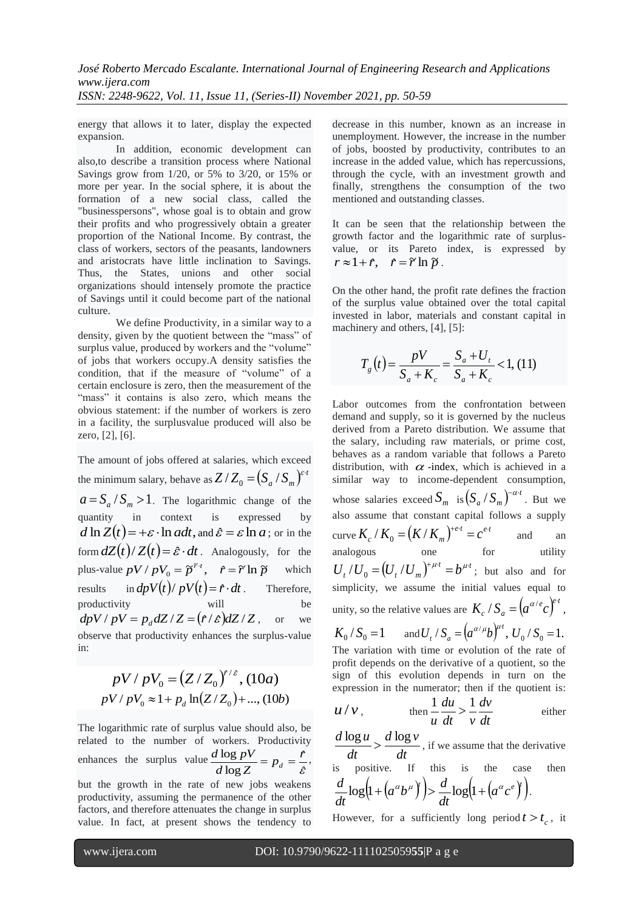energy that allows it to later, display the expected expansion.

In addition, economic development can also,to describe a transition process where National Savings grow from 1/20, or 5% to 3/20, or 15% or more per year. In the social sphere, it is about the formation of a new social class, called the "businesspersons", whose goal is to obtain and grow their profits and who progressively obtain a greater proportion of the National Income. By contrast, the class of workers, sectors of the peasants, landowners and aristocrats have little inclination to Savings. Thus, the States, unions and other social organizations should intensely promote the practice of Savings until it could become part of the national culture.

We define Productivity, in a similar way to a density, given by the quotient between the "mass" of surplus value, produced by workers and the "volume" of jobs that workers occupy.A density satisfies the condition, that if the measure of "volume" of a certain enclosure is zero, then the measurement of the "mass" it contains is also zero, which means the obvious statement: if the number of workers is zero in a facility, the surplusvalue produced will also be zero, [2], [6].

The amount of jobs offered at salaries, which exceed the minimum salary, behave as $Z/Z_0 = (S_a/S_m)^{\varepsilon \cdot t}$ $a = S_a/S_m > 1$. The logarithmic change of the quantity in context is expressed by $d\ln Z(t) = +\varepsilon \cdot \ln a dt$, and $\hat{\varepsilon} = \varepsilon \ln a$; or in the form $dZ(t)/Z(t) = \hat{\varepsilon} \cdot dt$. Analogously, for the plus-value $pV/pV_0 = \tilde{p}^{\tilde{r}\cdot t}$, $\hat{r} = \tilde{r}\ln\tilde{p}$ which results in $dpV(t)/pV(t) = \hat{r}\cdot dt$. Therefore, productivity will be $dpV/pV = p_d dZ/Z = (\hat{r}/\hat{\varepsilon})dZ/Z$, or we observe that productivity enhances the surplus-value in:

$$pV/pV_0 = (Z/Z_0)^{\hat{r}/\hat{\varepsilon}}, (10a)$$

$$pV/pV_0 \approx 1 + p_d \ln(Z/Z_0) + ..., (10b)$$

The logarithmic rate of surplus value should also, be related to the number of workers. Productivity enhances the surplus value $\dfrac{d\log pV}{d\log Z} = p_d = \dfrac{\hat{r}}{\hat{\varepsilon}}$, but the growth in the rate of new jobs weakens productivity, assuming the permanence of the other factors, and therefore attenuates the change in surplus value. In fact, at present shows the tendency to decrease in this number, known as an increase in unemployment. However, the increase in the number of jobs, boosted by productivity, contributes to an increase in the added value, which has repercussions, through the cycle, with an investment growth and finally, strengthens the consumption of the two mentioned and outstanding classes.

It can be seen that the relationship between the growth factor and the logarithmic rate of surplus-value, or its Pareto index, is expressed by $r \approx 1 + \hat{r}, \quad \hat{r} = \tilde{r}\ln\tilde{p}$.

On the other hand, the profit rate defines the fraction of the surplus value obtained over the total capital invested in labor, materials and constant capital in machinery and others, [4], [5]:

$$T_g(t) = \frac{pV}{S_a + K_c} = \frac{S_a + U_t}{S_a + K_c} < 1, (11)$$

Labor outcomes from the confrontation between demand and supply, so it is governed by the nucleus derived from a Pareto distribution. We assume that the salary, including raw materials, or prime cost, behaves as a random variable that follows a Pareto distribution, with $\alpha$ -index, which is achieved in a similar way to income-dependent consumption, whose salaries exceed $S_m$ is $(S_a/S_m)^{-\alpha \cdot t}$. But we also assume that constant capital follows a supply curve $K_c/K_0 = (K/K_m)^{+e\cdot t} = c^{e\cdot t}$ and an analogous one for utility $U_t/U_0 = (U_t/U_m)^{+\mu\cdot t} = b^{\mu\cdot t}$; but also and for simplicity, we assume the initial values equal to unity, so the relative values are $K_c/S_a = \left(a^{\alpha/e}c\right)^{e\cdot t}$, $K_0/S_0 = 1$ and $U_t/S_a = \left(a^{\alpha/\mu}b\right)^{\mu\cdot t}$, $U_0/S_0 = 1$.

The variation with time or evolution of the rate of profit depends on the derivative of a quotient, so the sign of this evolution depends in turn on the expression in the numerator; then if the quotient is: $u/v$, then $\dfrac{1}{u}\dfrac{du}{dt} > \dfrac{1}{v}\dfrac{dv}{dt}$ either $\dfrac{d\log u}{dt} > \dfrac{d\log v}{dt}$, if we assume that the derivative is positive. If this is the case then $\dfrac{d}{dt}\log\left(1 + \left(a^{\alpha}b^{\mu}\right)^{t}\right) > \dfrac{d}{dt}\log\left(1 + \left(a^{\alpha}c^{e}\right)^{t}\right)$.

However, for a sufficiently long period $t > t_c$, it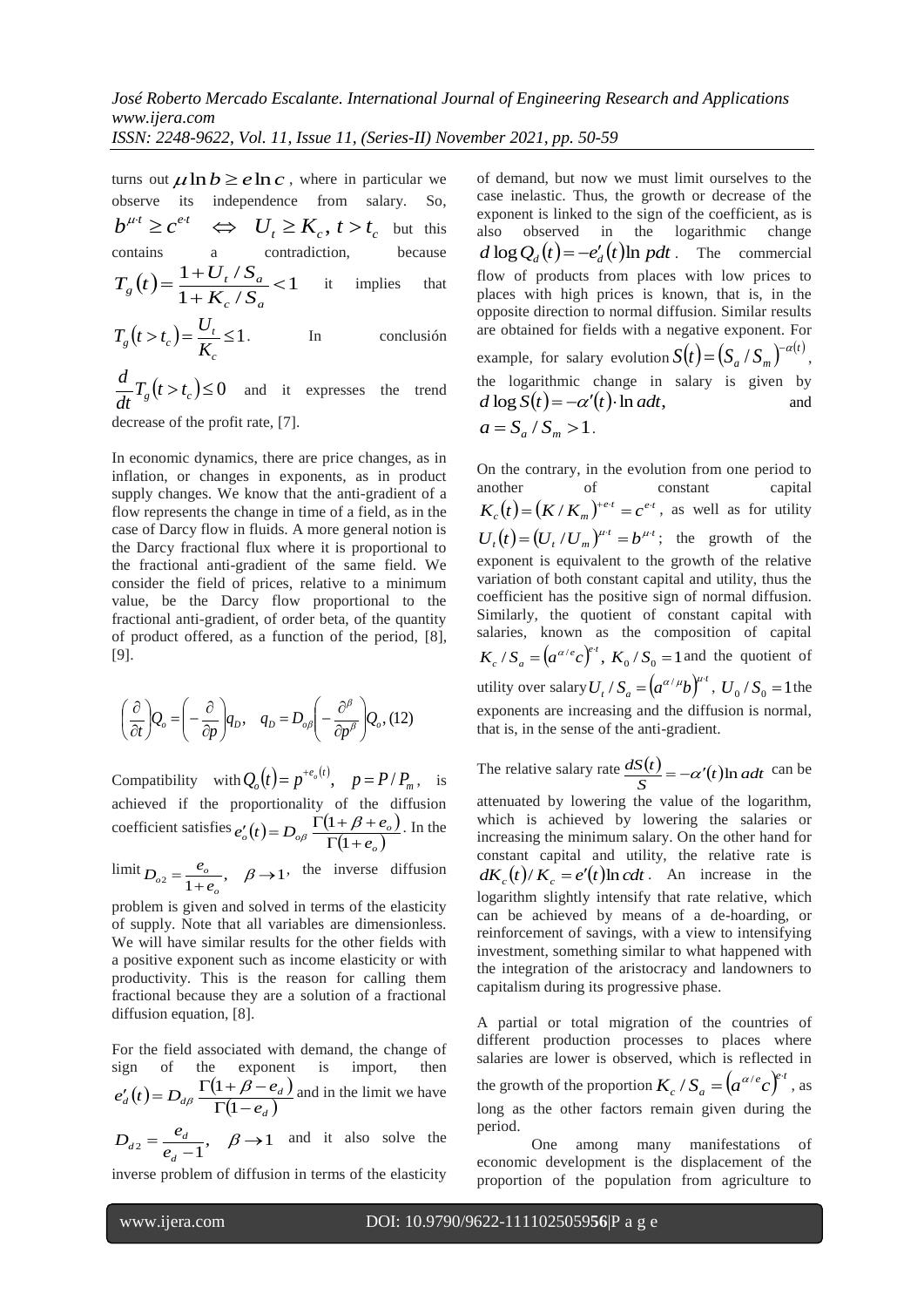turns out $\mu \ln b \geq e \ln c$, where in particular we observe its independence from salary. So, $b^{\mu t} \geq c^{et} \iff U_t \geq K_c,\ t > t_c$ but this contains a contradiction, because $T_g(t) = \dfrac{1 + U_t / S_a}{1 + K_c / S_a} < 1$ it implies that $T_g(t > t_c) = \dfrac{U_t}{K_c} \leq 1$. In conclusión $\dfrac{d}{dt} T_g(t > t_c) \leq 0$ and it expresses the trend decrease of the profit rate, [7].

In economic dynamics, there are price changes, as in inflation, or changes in exponents, as in product supply changes. We know that the anti-gradient of a flow represents the change in time of a field, as in the case of Darcy flow in fluids. A more general notion is the Darcy fractional flux where it is proportional to the fractional anti-gradient of the same field. We consider the field of prices, relative to a minimum value, be the Darcy flow proportional to the fractional anti-gradient, of order beta, of the quantity of product offered, as a function of the period, [8], [9].

$$\left(\frac{\partial}{\partial t}\right) Q_o = \left(-\frac{\partial}{\partial p}\right) q_D, \quad q_D = D_{o\beta}\left(-\frac{\partial^\beta}{\partial p^\beta}\right) Q_o, (12)$$

Compatibility with $Q_o(t) = p^{+e_o(t)}, \quad p = P / P_m$, is achieved if the proportionality of the diffusion coefficient satisfies $e_o'(t) = D_{o\beta} \dfrac{\Gamma(1 + \beta + e_o)}{\Gamma(1 + e_o)}$. In the limit $D_{o2} = \dfrac{e_o}{1 + e_o}, \quad \beta \to 1$, the inverse diffusion problem is given and solved in terms of the elasticity of supply. Note that all variables are dimensionless. We will have similar results for the other fields with a positive exponent such as income elasticity or with productivity. This is the reason for calling them fractional because they are a solution of a fractional diffusion equation, [8].

For the field associated with demand, the change of sign of the exponent is import, then $e_d'(t) = D_{d\beta} \dfrac{\Gamma(1 + \beta - e_d)}{\Gamma(1 - e_d)}$ and in the limit we have $D_{d2} = \dfrac{e_d}{e_d - 1}, \quad \beta \to 1$ and it also solve the inverse problem of diffusion in terms of the elasticity of demand, but now we must limit ourselves to the case inelastic. Thus, the growth or decrease of the exponent is linked to the sign of the coefficient, as is also observed in the logarithmic change $d \log Q_d(t) = -e_d'(t) \ln p dt$. The commercial flow of products from places with low prices to places with high prices is known, that is, in the opposite direction to normal diffusion. Similar results are obtained for fields with a negative exponent. For example, for salary evolution $S(t) = (S_a / S_m)^{-\alpha(t)}$, the logarithmic change in salary is given by $d \log S(t) = -\alpha'(t) \cdot \ln a dt$, and $a = S_a / S_m > 1$.

On the contrary, in the evolution from one period to another of constant capital $K_c(t) = (K / K_m)^{+e \cdot t} = c^{e \cdot t}$, as well as for utility $U_t(t) = (U_t / U_m)^{\mu \cdot t} = b^{\mu \cdot t}$; the growth of the exponent is equivalent to the growth of the relative variation of both constant capital and utility, thus the coefficient has the positive sign of normal diffusion. Similarly, the quotient of constant capital with salaries, known as the composition of capital $K_c / S_a = (a^{\alpha / e} c)^{e \cdot t},\ K_0 / S_0 = 1$ and the quotient of utility over salary $U_t / S_a = (a^{\alpha / \mu} b)^{\mu \cdot t},\ U_0 / S_0 = 1$ the exponents are increasing and the diffusion is normal, that is, in the sense of the anti-gradient.

The relative salary rate $\dfrac{dS(t)}{S} = -\alpha'(t) \ln a dt$ can be attenuated by lowering the value of the logarithm, which is achieved by lowering the salaries or increasing the minimum salary. On the other hand for constant capital and utility, the relative rate is $dK_c(t) / K_c = e'(t) \ln c dt$. An increase in the logarithm slightly intensify that rate relative, which can be achieved by means of a de-hoarding, or reinforcement of savings, with a view to intensifying investment, something similar to what happened with the integration of the aristocracy and landowners to capitalism during its progressive phase.

A partial or total migration of the countries of different production processes to places where salaries are lower is observed, which is reflected in the growth of the proportion $K_c / S_a = (a^{\alpha / e} c)^{e \cdot t}$, as long as the other factors remain given during the period.

One among many manifestations of economic development is the displacement of the proportion of the population from agriculture to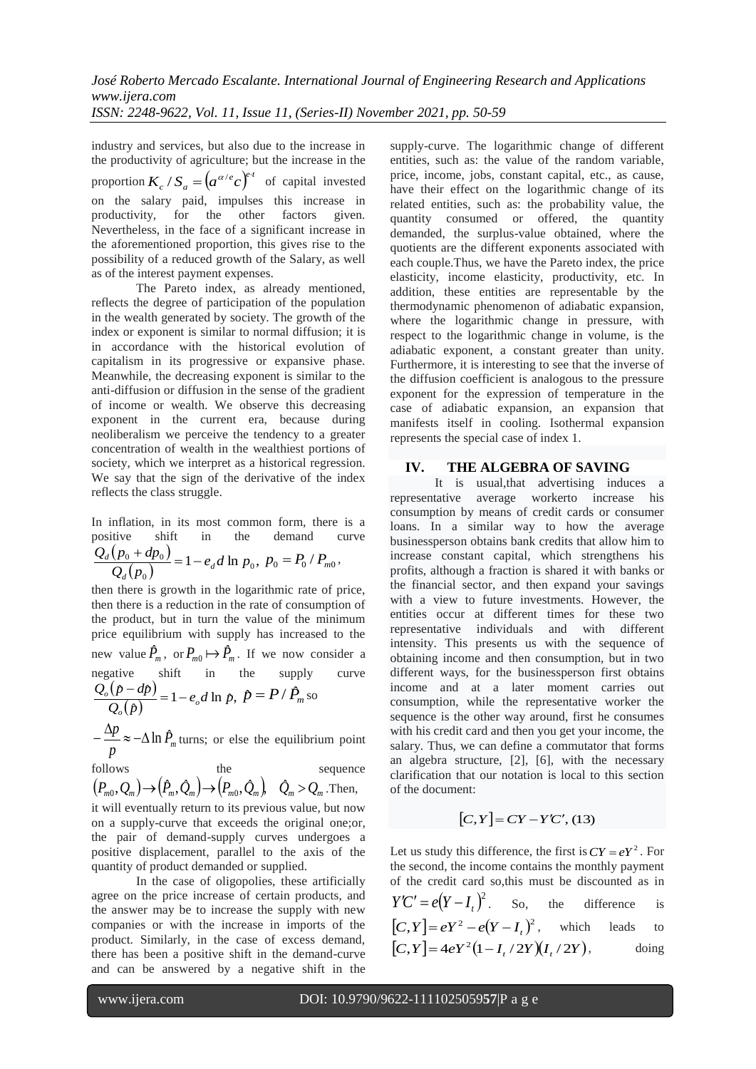industry and services, but also due to the increase in the productivity of agriculture; but the increase in the proportion $K_c / S_a = \left(a^{\alpha/e}c\right)^{e \cdot t}$ of capital invested on the salary paid, impulses this increase in productivity, for the other factors given. Nevertheless, in the face of a significant increase in the aforementioned proportion, this gives rise to the possibility of a reduced growth of the Salary, as well as of the interest payment expenses.

The Pareto index, as already mentioned, reflects the degree of participation of the population in the wealth generated by society. The growth of the index or exponent is similar to normal diffusion; it is in accordance with the historical evolution of capitalism in its progressive or expansive phase. Meanwhile, the decreasing exponent is similar to the anti-diffusion or diffusion in the sense of the gradient of income or wealth. We observe this decreasing exponent in the current era, because during neoliberalism we perceive the tendency to a greater concentration of wealth in the wealthiest portions of society, which we interpret as a historical regression. We say that the sign of the derivative of the index reflects the class struggle.

In inflation, in its most common form, there is a positive shift in the demand curve $\dfrac{Q_d(p_0 + dp_0)}{Q_d(p_0)} = 1 - e_d d \ln p_0,\ p_0 = P_0 / P_{m0}$, then there is growth in the logarithmic rate of price, then there is a reduction in the rate of consumption of the product, but in turn the value of the minimum price equilibrium with supply has increased to the new value $\hat{P}_m$, or $P_{m0} \mapsto \hat{P}_m$. If we now consider a negative shift in the supply curve $\dfrac{Q_o(\hat{p} - d\hat{p})}{Q_o(\hat{p})} = 1 - e_o d \ln \hat{p},\ \hat{p} = P / \hat{P}_m$ so $-\dfrac{\Delta p}{p} \approx -\Delta \ln \hat{P}_m$ turns; or else the equilibrium point follows the sequence $(P_{m0}, Q_m) \to (\hat{P}_m, \hat{Q}_m) \to (P_{m0}, \hat{Q}_m),\ \ \hat{Q}_m > Q_m$. Then, it will eventually return to its previous value, but now on a supply-curve that exceeds the original one;or, the pair of demand-supply curves undergoes a positive displacement, parallel to the axis of the quantity of product demanded or supplied.

In the case of oligopolies, these artificially agree on the price increase of certain products, and the answer may be to increase the supply with new companies or with the increase in imports of the product. Similarly, in the case of excess demand, there has been a positive shift in the demand-curve and can be answered by a negative shift in the supply-curve. The logarithmic change of different entities, such as: the value of the random variable, price, income, jobs, constant capital, etc., as cause, have their effect on the logarithmic change of its related entities, such as: the probability value, the quantity consumed or offered, the quantity demanded, the surplus-value obtained, where the quotients are the different exponents associated with each couple.Thus, we have the Pareto index, the price elasticity, income elasticity, productivity, etc. In addition, these entities are representable by the thermodynamic phenomenon of adiabatic expansion, where the logarithmic change in pressure, with respect to the logarithmic change in volume, is the adiabatic exponent, a constant greater than unity. Furthermore, it is interesting to see that the inverse of the diffusion coefficient is analogous to the pressure exponent for the expression of temperature in the case of adiabatic expansion, an expansion that manifests itself in cooling. Isothermal expansion represents the special case of index 1.

## IV. THE ALGEBRA OF SAVING

It is usual,that advertising induces a representative average workerto increase his consumption by means of credit cards or consumer loans. In a similar way to how the average businessperson obtains bank credits that allow him to increase constant capital, which strengthens his profits, although a fraction is shared it with banks or the financial sector, and then expand your savings with a view to future investments. However, the entities occur at different times for these two representative individuals and with different intensity. This presents us with the sequence of obtaining income and then consumption, but in two different ways, for the businessperson first obtains income and at a later moment carries out consumption, while the representative worker the sequence is the other way around, first he consumes with his credit card and then you get your income, the salary. Thus, we can define a commutator that forms an algebra structure, [2], [6], with the necessary clarification that our notation is local to this section of the document:

$$[C, Y] = CY - Y'C', \ (13)$$

Let us study this difference, the first is $CY = eY^2$. For the second, the income contains the monthly payment of the credit card so,this must be discounted as in $Y'C' = e(Y - I_t)^2$. So, the difference is $[C, Y] = eY^2 - e(Y - I_t)^2$, which leads to $[C, Y] = 4eY^2(1 - I_t / 2Y)(I_t / 2Y)$, doing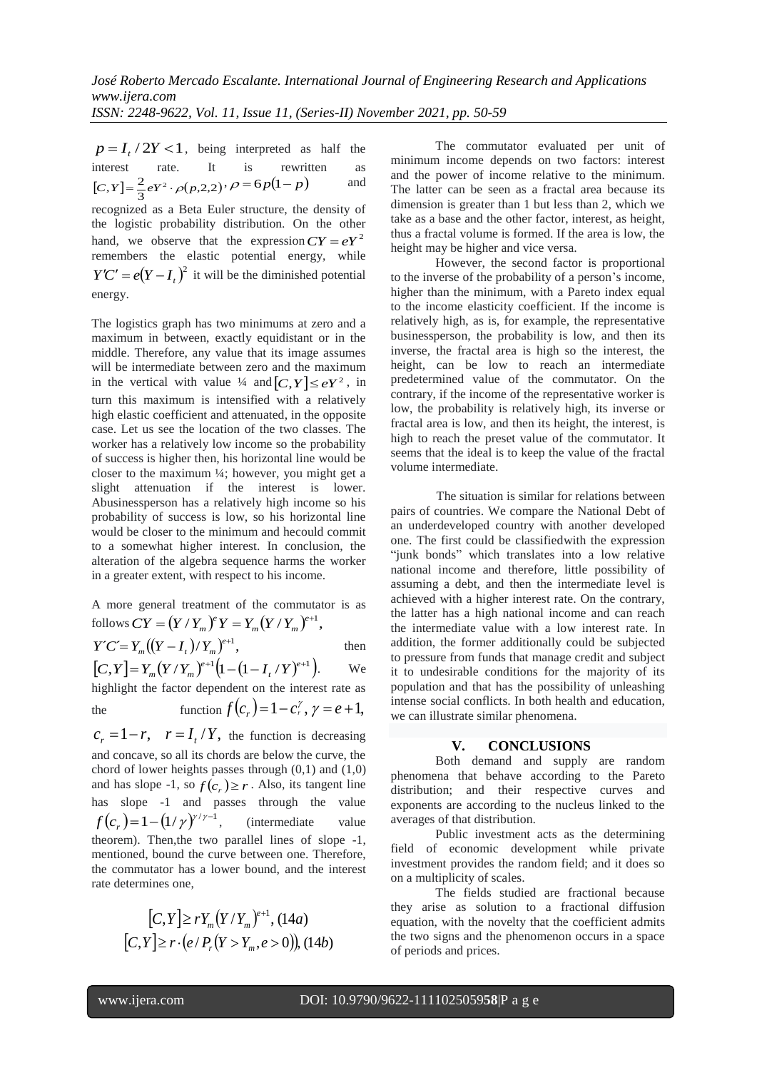$p = I_t / 2Y < 1$, being interpreted as half the interest rate. It is rewritten as $[C,Y] = \frac{2}{3}eY^2 \cdot \rho(p,2,2)$, $\rho = 6p(1-p)$ and recognized as a Beta Euler structure, the density of the logistic probability distribution. On the other hand, we observe that the expression $CY = eY^2$ remembers the elastic potential energy, while $Y'C' = e(Y - I_t)^2$ it will be the diminished potential energy.

The logistics graph has two minimums at zero and a maximum in between, exactly equidistant or in the middle. Therefore, any value that its image assumes will be intermediate between zero and the maximum in the vertical with value ¼ and $[C,Y] \le eY^2$, in turn this maximum is intensified with a relatively high elastic coefficient and attenuated, in the opposite case. Let us see the location of the two classes. The worker has a relatively low income so the probability of success is higher then, his horizontal line would be closer to the maximum ¼; however, you might get a slight attenuation if the interest is lower. Abusinessperson has a relatively high income so his probability of success is low, so his horizontal line would be closer to the minimum and hecould commit to a somewhat higher interest. In conclusion, the alteration of the algebra sequence harms the worker in a greater extent, with respect to his income.

A more general treatment of the commutator is as follows $CY = (Y/Y_m)^e Y = Y_m (Y/Y_m)^{e+1}$, $Y'C' = Y_m ((Y - I_t)/Y_m)^{e+1}$, then $[C,Y] = Y_m (Y/Y_m)^{e+1} \left(1 - (1 - I_t/Y)^{e+1}\right)$. We highlight the factor dependent on the interest rate as the function $f(c_r) = 1 - c_r^{\gamma}$, $\gamma = e + 1$, $c_r = 1 - r$, $r = I_t / Y$, the function is decreasing and concave, so all its chords are below the curve, the chord of lower heights passes through (0,1) and (1,0) and has slope -1, so $f(c_r) \ge r$. Also, its tangent line has slope -1 and passes through the value $f(c_r) = 1 - (1/\gamma)^{\gamma/\gamma - 1}$, (intermediate value theorem). Then,the two parallel lines of slope -1, mentioned, bound the curve between one. Therefore, the commutator has a lower bound, and the interest rate determines one,

$$[C,Y] \ge r Y_m (Y/Y_m)^{e+1}, \quad (14a)$$
$$[C,Y] \ge r \cdot \left(e / P_r (Y > Y_m, e > 0)\right), \quad (14b)$$

The commutator evaluated per unit of minimum income depends on two factors: interest and the power of income relative to the minimum. The latter can be seen as a fractal area because its dimension is greater than 1 but less than 2, which we take as a base and the other factor, interest, as height, thus a fractal volume is formed. If the area is low, the height may be higher and vice versa.

However, the second factor is proportional to the inverse of the probability of a person's income, higher than the minimum, with a Pareto index equal to the income elasticity coefficient. If the income is relatively high, as is, for example, the representative businessperson, the probability is low, and then its inverse, the fractal area is high so the interest, the height, can be low to reach an intermediate predetermined value of the commutator. On the contrary, if the income of the representative worker is low, the probability is relatively high, its inverse or fractal area is low, and then its height, the interest, is high to reach the preset value of the commutator. It seems that the ideal is to keep the value of the fractal volume intermediate.

The situation is similar for relations between pairs of countries. We compare the National Debt of an underdeveloped country with another developed one. The first could be classifiedwith the expression "junk bonds" which translates into a low relative national income and therefore, little possibility of assuming a debt, and then the intermediate level is achieved with a higher interest rate. On the contrary, the latter has a high national income and can reach the intermediate value with a low interest rate. In addition, the former additionally could be subjected to pressure from funds that manage credit and subject it to undesirable conditions for the majority of its population and that has the possibility of unleashing intense social conflicts. In both health and education, we can illustrate similar phenomena.

## V. CONCLUSIONS

Both demand and supply are random phenomena that behave according to the Pareto distribution; and their respective curves and exponents are according to the nucleus linked to the averages of that distribution.

Public investment acts as the determining field of economic development while private investment provides the random field; and it does so on a multiplicity of scales.

The fields studied are fractional because they arise as solution to a fractional diffusion equation, with the novelty that the coefficient admits the two signs and the phenomenon occurs in a space of periods and prices.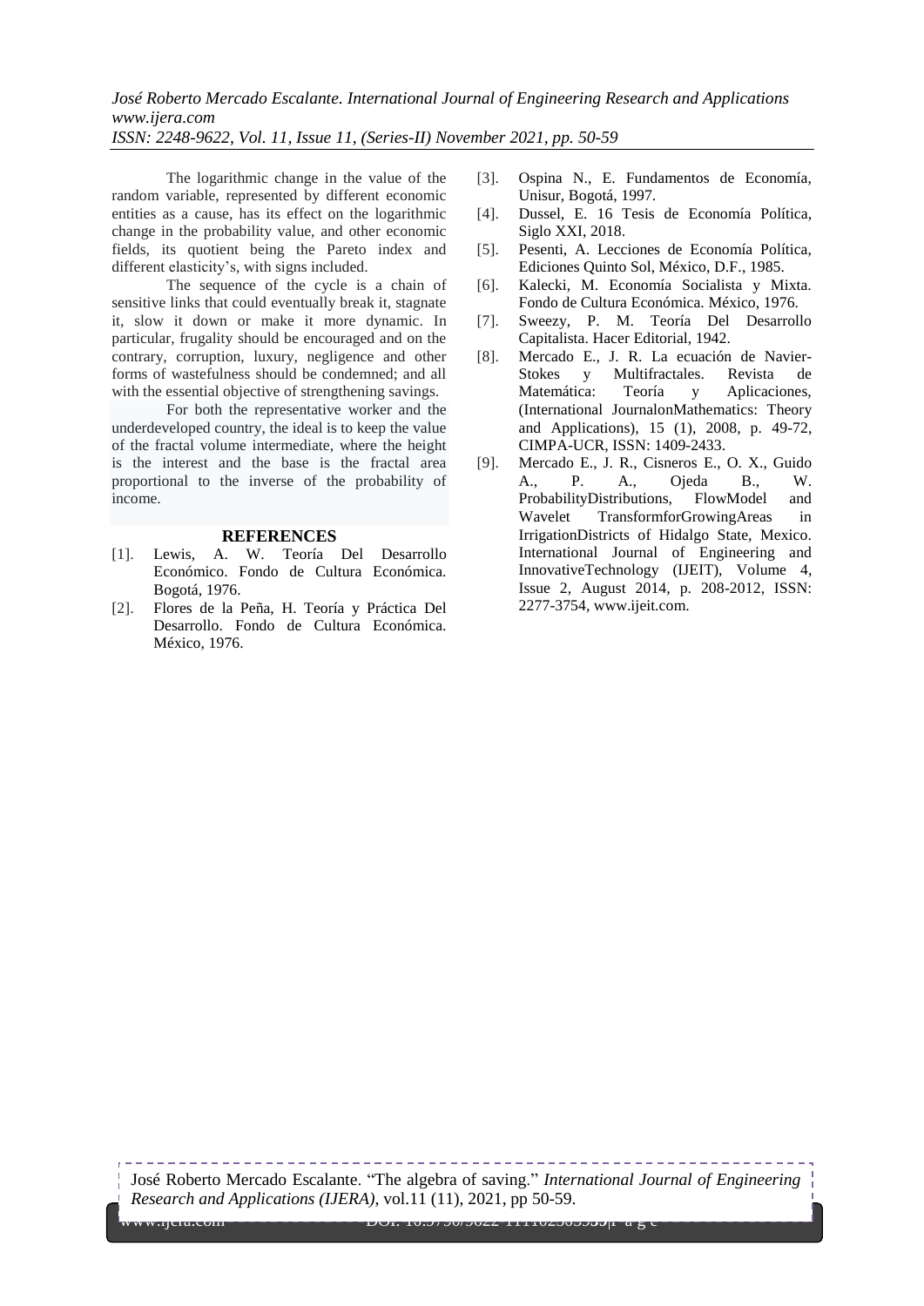The logarithmic change in the value of the random variable, represented by different economic entities as a cause, has its effect on the logarithmic change in the probability value, and other economic fields, its quotient being the Pareto index and different elasticity's, with signs included.

The sequence of the cycle is a chain of sensitive links that could eventually break it, stagnate it, slow it down or make it more dynamic. In particular, frugality should be encouraged and on the contrary, corruption, luxury, negligence and other forms of wastefulness should be condemned; and all with the essential objective of strengthening savings.

For both the representative worker and the underdeveloped country, the ideal is to keep the value of the fractal volume intermediate, where the height is the interest and the base is the fractal area proportional to the inverse of the probability of income.

## REFERENCES

[1]. Lewis, A. W. Teoría Del Desarrollo Económico. Fondo de Cultura Económica. Bogotá, 1976.

[2]. Flores de la Peña, H. Teoría y Práctica Del Desarrollo. Fondo de Cultura Económica. México, 1976.

[3]. Ospina N., E. Fundamentos de Economía, Unisur, Bogotá, 1997.

[4]. Dussel, E. 16 Tesis de Economía Política, Siglo XXI, 2018.

[5]. Pesenti, A. Lecciones de Economía Política, Ediciones Quinto Sol, México, D.F., 1985.

[6]. Kalecki, M. Economía Socialista y Mixta. Fondo de Cultura Económica. México, 1976.

[7]. Sweezy, P. M. Teoría Del Desarrollo Capitalista. Hacer Editorial, 1942.

[8]. Mercado E., J. R. La ecuación de Navier-Stokes y Multifractales. Revista de Matemática: Teoría y Aplicaciones, (International JournalonMathematics: Theory and Applications), 15 (1), 2008, p. 49-72, CIMPA-UCR, ISSN: 1409-2433.

[9]. Mercado E., J. R., Cisneros E., O. X., Guido A., P. A., Ojeda B., W. ProbabilityDistributions, FlowModel and Wavelet TransformforGrowingAreas in IrrigationDistricts of Hidalgo State, Mexico. International Journal of Engineering and InnovativeTechnology (IJEIT), Volume 4, Issue 2, August 2014, p. 208-2012, ISSN: 2277-3754, www.ijeit.com.

José Roberto Mercado Escalante. "The algebra of saving." *International Journal of Engineering Research and Applications (IJERA)*, vol.11 (11), 2021, pp 50-59.